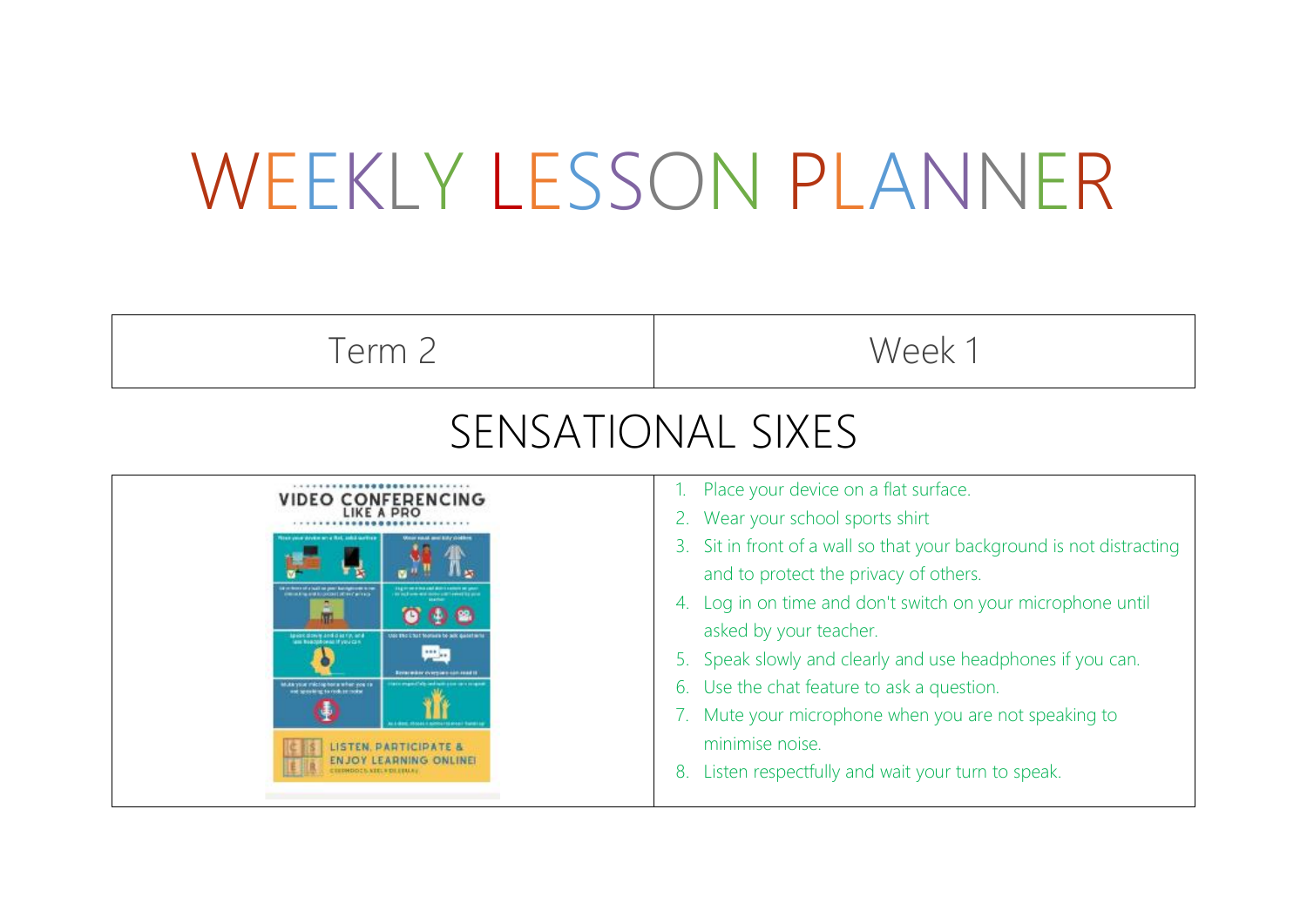# WEEKLY LESSON PLANNER

| Term 2 | Week 1 |
| --- | --- |

## SENSATIONAL SIXES

1. Place your device on a flat surface.
2. Wear your school sports shirt
3. Sit in front of a wall so that your background is not distracting and to protect the privacy of others.
4. Log in on time and don't switch on your microphone until asked by your teacher.
5. Speak slowly and clearly and use headphones if you can.
6. Use the chat feature to ask a question.
7. Mute your microphone when you are not speaking to minimise noise.
8. Listen respectfully and wait your turn to speak.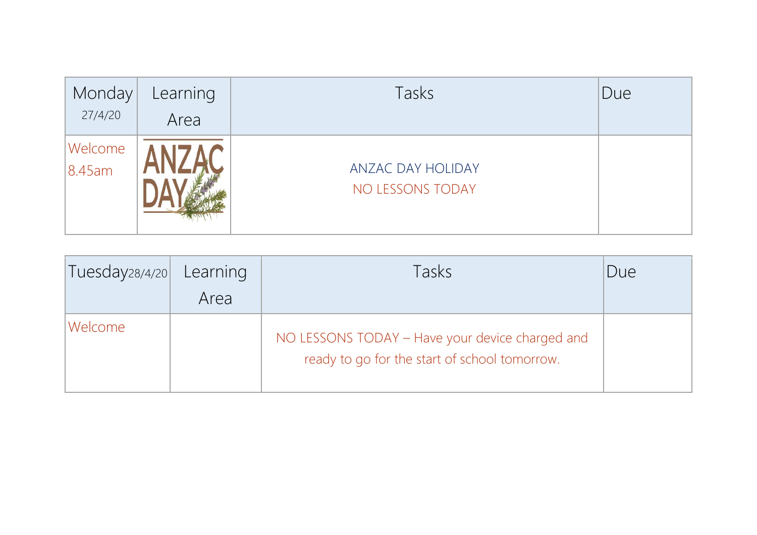| Monday 27/4/20 | Learning Area | Tasks | Due |
|---|---|---|---|
| Welcome 8.45am | ANZAC DAY | ANZAC DAY HOLIDAY<br>NO LESSONS TODAY | |

| Tuesday 28/4/20 | Learning Area | Tasks | Due |
|---|---|---|---|
| Welcome | | NO LESSONS TODAY – Have your device charged and ready to go for the start of school tomorrow. | |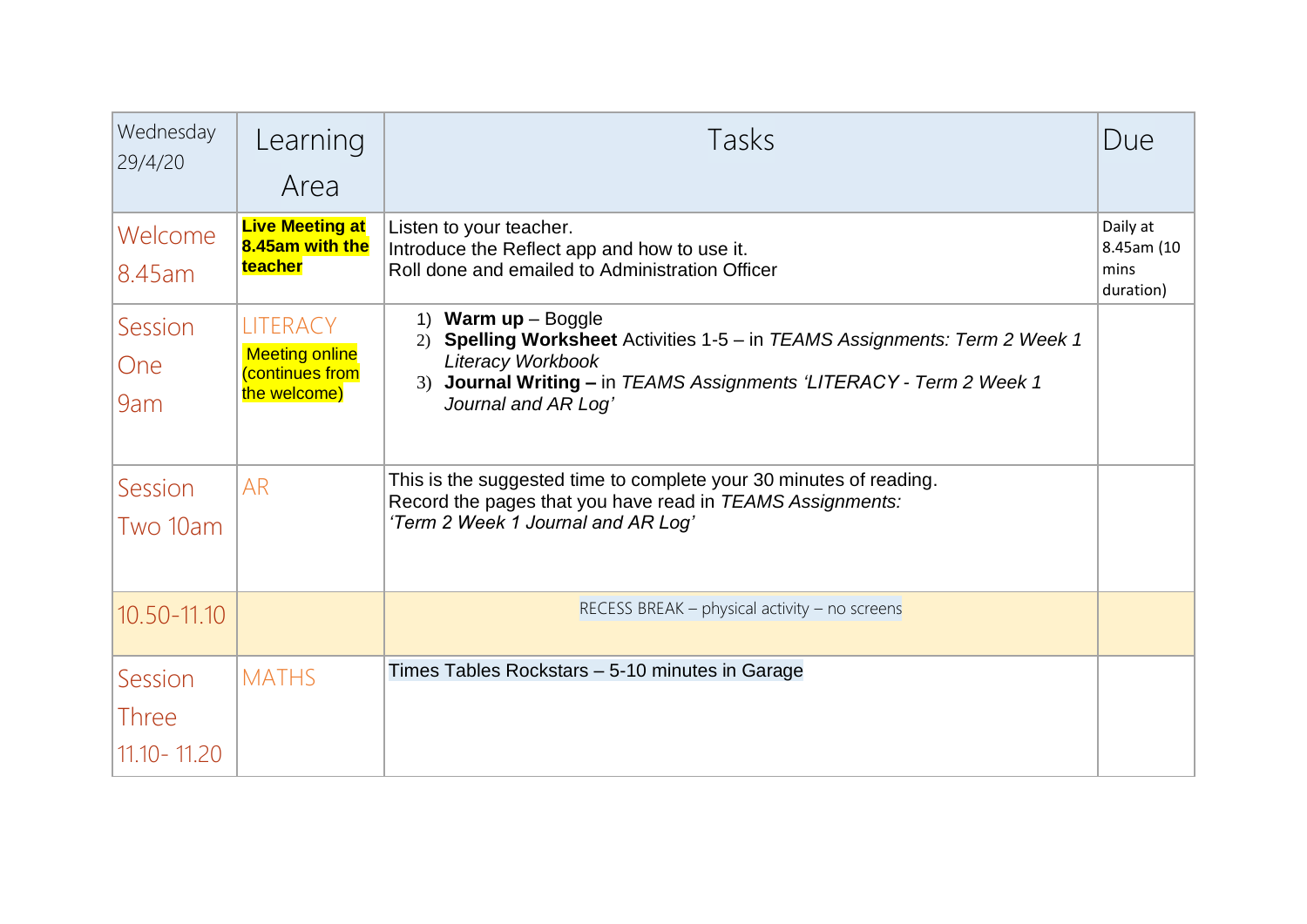| Wednesday 29/4/20 | Learning Area | Tasks | Due |
|---|---|---|---|
| Welcome 8.45am | **Live Meeting at 8.45am with the teacher** | Listen to your teacher.<br>Introduce the Reflect app and how to use it.<br>Roll done and emailed to Administration Officer | Daily at 8.45am (10 mins duration) |
| Session One 9am | LITERACY<br>Meeting online (continues from the welcome) | 1) **Warm up** – Boggle<br>2) **Spelling Worksheet** Activities 1-5 – in *TEAMS Assignments: Term 2 Week 1 Literacy Workbook*<br>3) **Journal Writing –** in *TEAMS Assignments 'LITERACY - Term 2 Week 1 Journal and AR Log'* | |
| Session Two 10am | AR | This is the suggested time to complete your 30 minutes of reading.<br>Record the pages that you have read in *TEAMS Assignments: 'Term 2 Week 1 Journal and AR Log'* | |
| 10.50-11.10 | | RECESS BREAK – physical activity – no screens | |
| Session Three 11.10- 11.20 | MATHS | Times Tables Rockstars – 5-10 minutes in Garage | |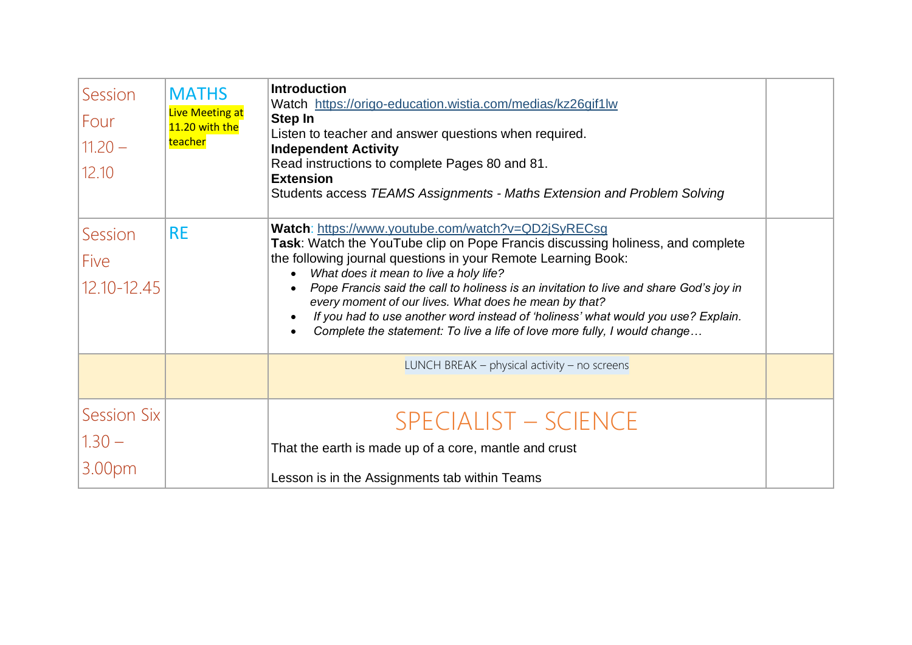| Session | Subject | Activities | |
|---|---|---|---|
| Session Four 11.20 – 12.10 | MATHS<br>Live Meeting at 11.20 with the teacher | **Introduction**<br>Watch https://origo-education.wistia.com/medias/kz26gif1lw<br>**Step In**<br>Listen to teacher and answer questions when required.<br>**Independent Activity**<br>Read instructions to complete Pages 80 and 81.<br>**Extension**<br>Students access *TEAMS Assignments - Maths Extension and Problem Solving* | |
| Session Five 12.10-12.45 | RE | **Watch**: https://www.youtube.com/watch?v=QD2jSyRECsg<br>**Task**: Watch the YouTube clip on Pope Francis discussing holiness, and complete the following journal questions in your Remote Learning Book:<br>• *What does it mean to live a holy life?*<br>• *Pope Francis said the call to holiness is an invitation to live and share God's joy in every moment of our lives. What does he mean by that?*<br>• *If you had to use another word instead of 'holiness' what would you use? Explain.*<br>• *Complete the statement: To live a life of love more fully, I would change…* | |
| | | LUNCH BREAK – physical activity – no screens | |
| Session Six 1.30 – 3.00pm | | SPECIALIST – SCIENCE<br>That the earth is made up of a core, mantle and crust<br><br>Lesson is in the Assignments tab within Teams | |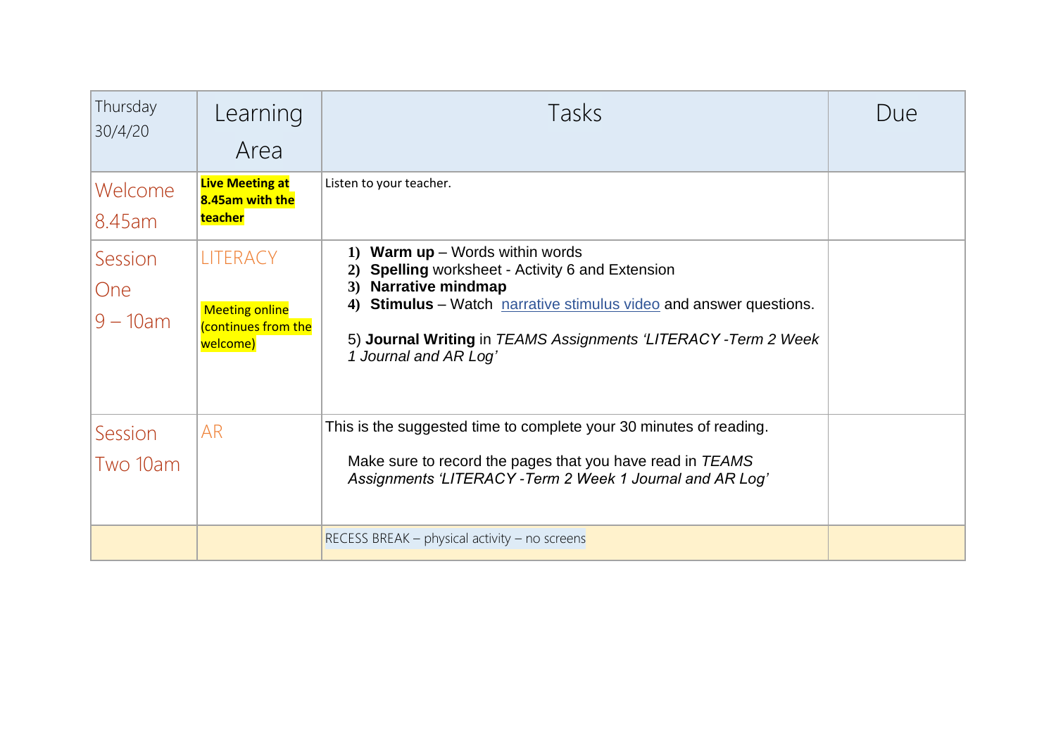| Thursday 30/4/20 | Learning Area | Tasks | Due |
|---|---|---|---|
| Welcome 8.45am | **Live Meeting at 8.45am with the teacher** | Listen to your teacher. | |
| Session One 9 – 10am | LITERACY<br><br>Meeting online (continues from the welcome) | 1) **Warm up** – Words within words<br>2) **Spelling** worksheet - Activity 6 and Extension<br>3) **Narrative mindmap**<br>4) **Stimulus** – Watch narrative stimulus video and answer questions.<br><br>5) **Journal Writing** in *TEAMS Assignments 'LITERACY -Term 2 Week 1 Journal and AR Log'* | |
| Session Two 10am | AR | This is the suggested time to complete your 30 minutes of reading.<br><br>Make sure to record the pages that you have read in *TEAMS Assignments 'LITERACY -Term 2 Week 1 Journal and AR Log'* | |
| | | RECESS BREAK – physical activity – no screens | |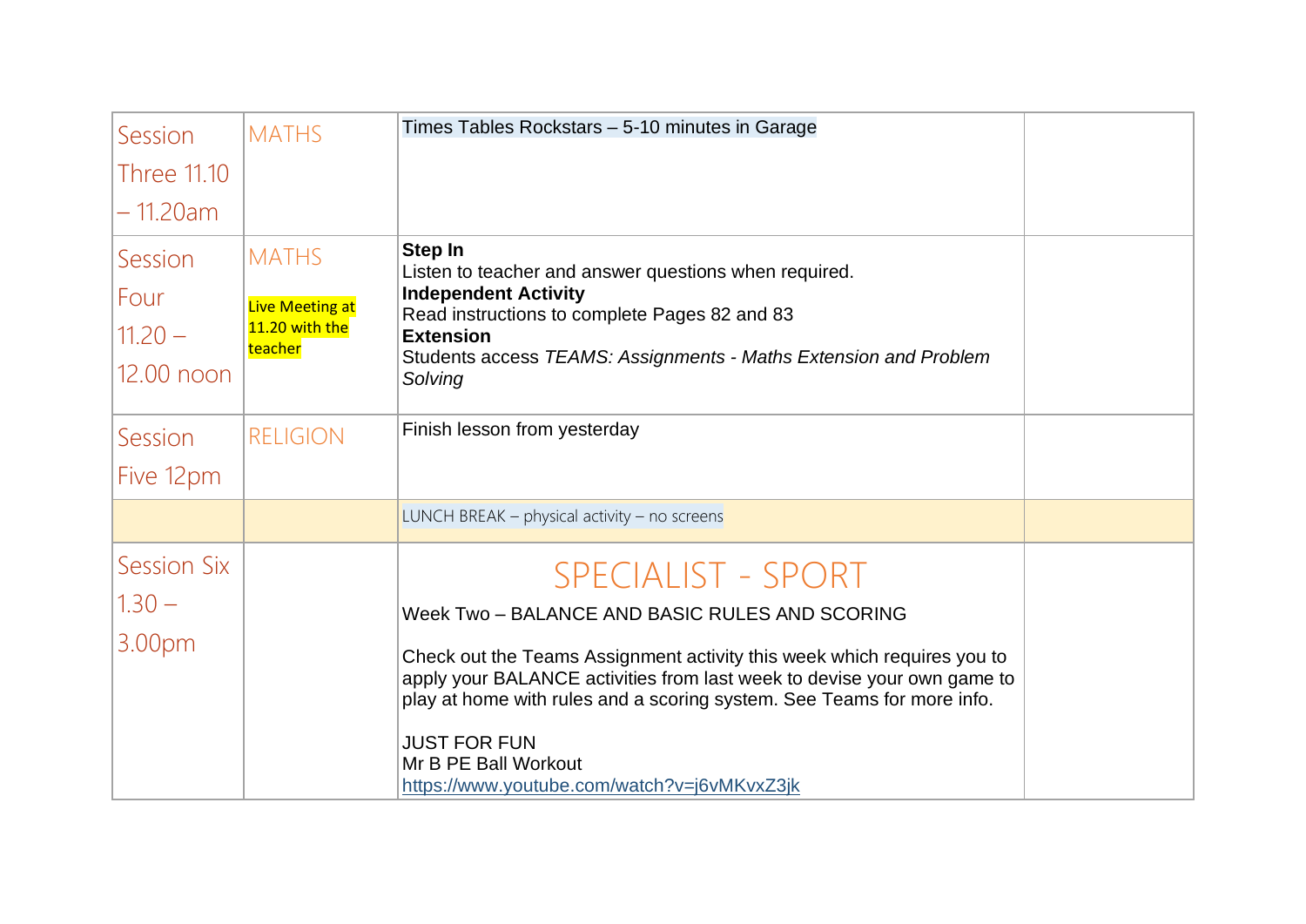| | | | |
|---|---|---|---|
| Session Three 11.10 – 11.20am | MATHS | Times Tables Rockstars – 5-10 minutes in Garage | |
| Session Four 11.20 – 12.00 noon | MATHS<br><br>Live Meeting at 11.20 with the teacher | **Step In**<br>Listen to teacher and answer questions when required.<br>**Independent Activity**<br>Read instructions to complete Pages 82 and 83<br>**Extension**<br>Students access *TEAMS: Assignments - Maths Extension and Problem Solving* | |
| Session Five 12pm | RELIGION | Finish lesson from yesterday | |
| | | LUNCH BREAK – physical activity – no screens | |
| Session Six 1.30 – 3.00pm | | SPECIALIST - SPORT<br><br>Week Two – BALANCE AND BASIC RULES AND SCORING<br><br>Check out the Teams Assignment activity this week which requires you to apply your BALANCE activities from last week to devise your own game to play at home with rules and a scoring system. See Teams for more info.<br><br>JUST FOR FUN<br>Mr B PE Ball Workout<br>https://www.youtube.com/watch?v=j6vMKvxZ3jk | |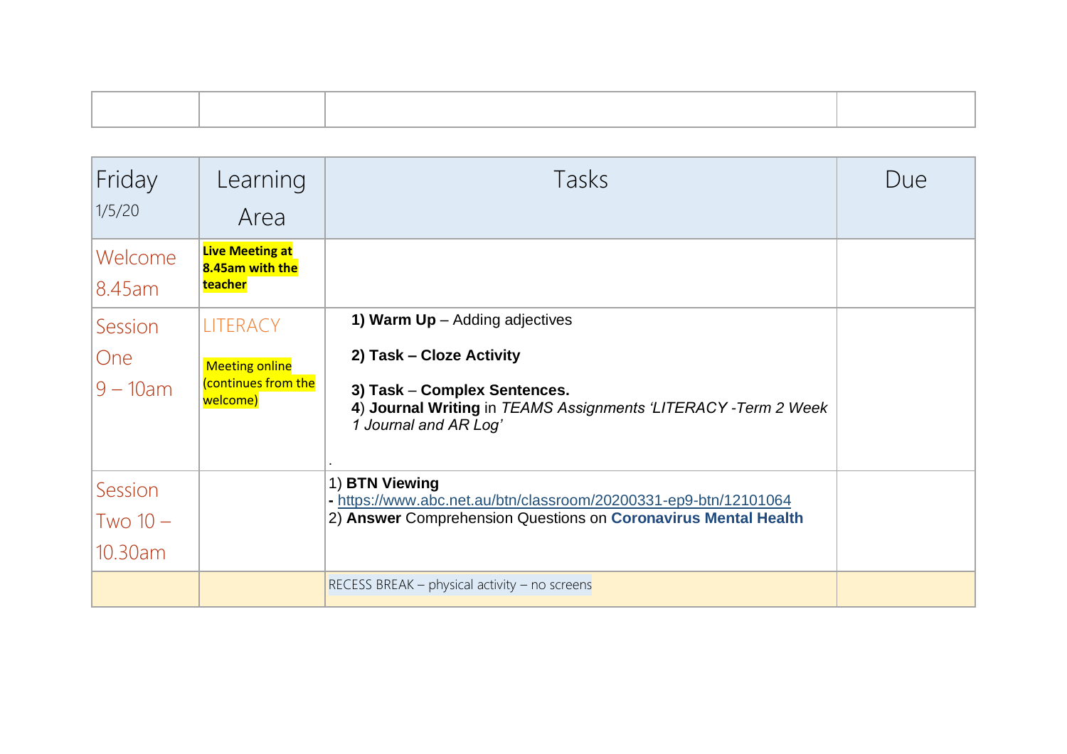| | | | |
|---|---|---|---|

| Friday 1/5/20 | Learning Area | Tasks | Due |
|---|---|---|---|
| Welcome 8.45am | **Live Meeting at 8.45am with the teacher** | | |
| Session One 9 – 10am | LITERACY<br><br>Meeting online (continues from the welcome) | **1) Warm Up** – Adding adjectives<br><br>**2) Task – Cloze Activity**<br><br>**3) Task** – **Complex Sentences.**<br>**4**) **Journal Writing** in *TEAMS Assignments 'LITERACY -Term 2 Week 1 Journal and AR Log'*<br><br>. | |
| Session Two 10 – 10.30am | | 1) **BTN Viewing**<br>**-** https://www.abc.net.au/btn/classroom/20200331-ep9-btn/12101064<br>2) **Answer** Comprehension Questions on **Coronavirus Mental Health** | |
| | | RECESS BREAK – physical activity – no screens | |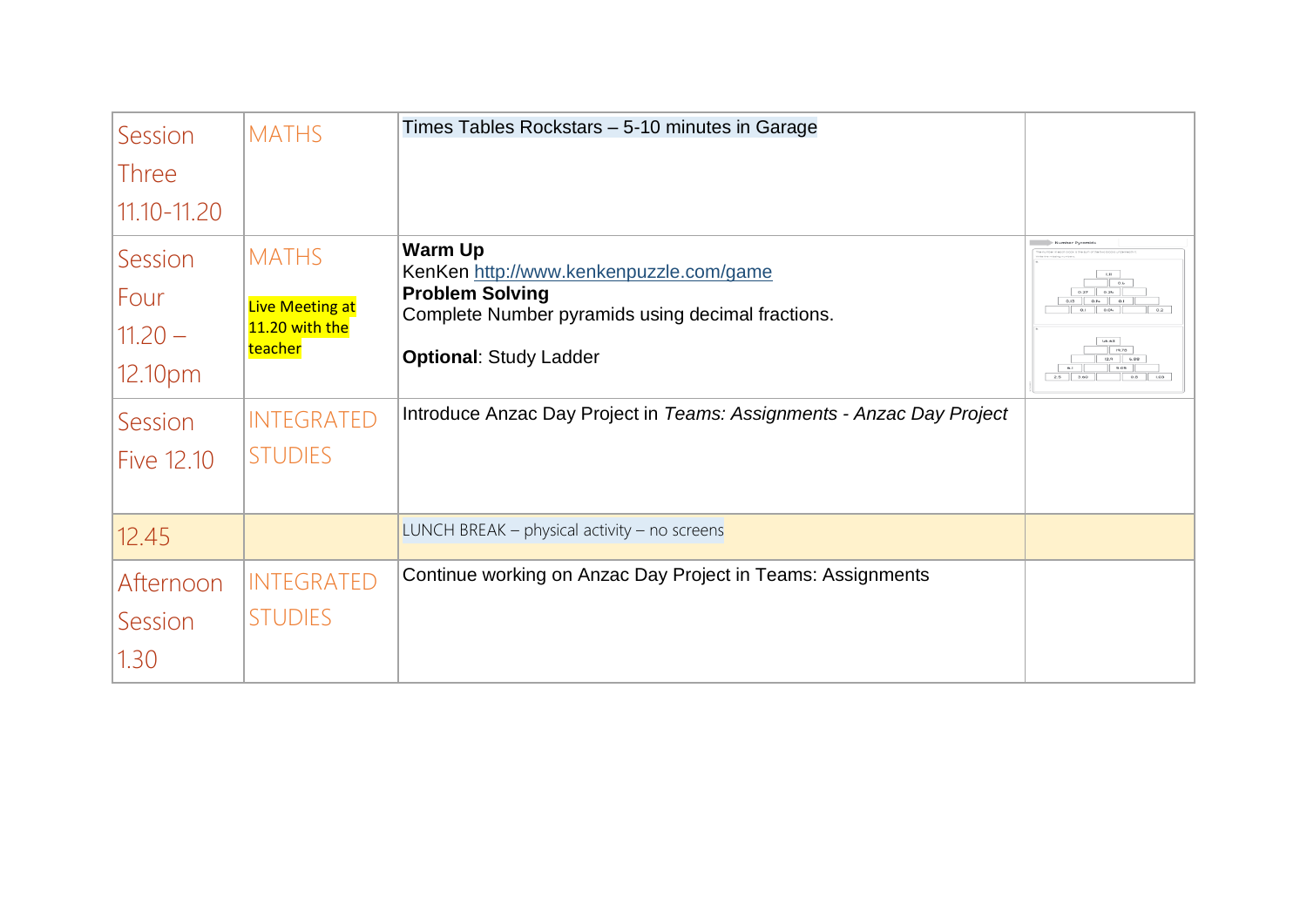| | | | |
|---|---|---|---|
| Session Three 11.10-11.20 | MATHS | Times Tables Rockstars – 5-10 minutes in Garage | |
| Session Four 11.20 – 12.10pm | MATHS<br><br>Live Meeting at 11.20 with the teacher | **Warm Up**<br>KenKen http://www.kenkenpuzzle.com/game<br>**Problem Solving**<br>Complete Number pyramids using decimal fractions.<br><br>**Optional**: Study Ladder | |
| Session Five 12.10 | INTEGRATED STUDIES | Introduce Anzac Day Project in *Teams: Assignments - Anzac Day Project* | |
| 12.45 | | LUNCH BREAK – physical activity – no screens | |
| Afternoon Session 1.30 | INTEGRATED STUDIES | Continue working on Anzac Day Project in Teams: Assignments | |